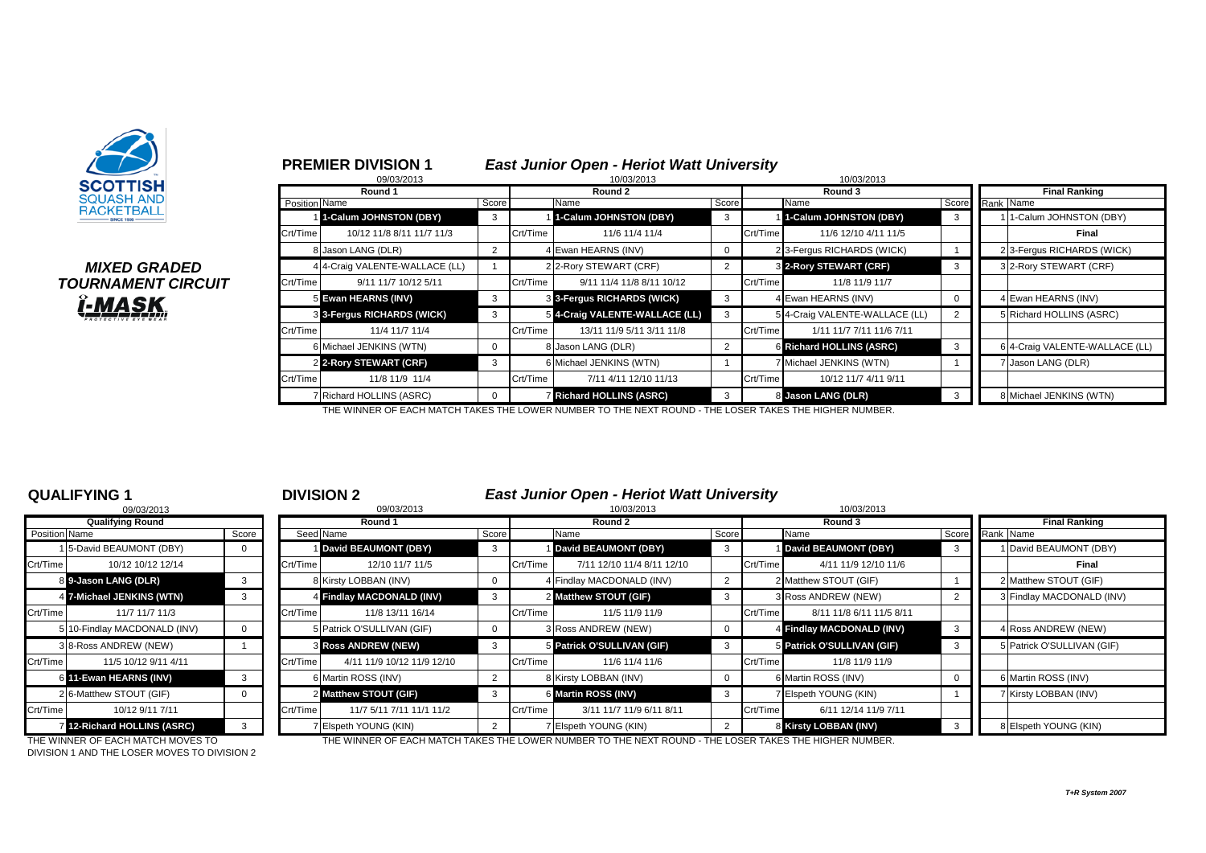SCOTTISH SQUASH AND RACKETBALL

*MIXED GRADED TOURNAMENT CIRCUIT*

## PREMIER DIVISION 1

### *East Junior Open - Heriot Watt University*

| Round 1 (09/03/2013) | | | Round 2 (10/03/2013) | | | Round 3 (10/03/2013) | | | Final Ranking | |
|---|---|---|---|---|---|---|---|---|---|---|
| Position | Name | Score | | Name | Score | | Name | Score | Rank | Name |
| 1 | **1-Calum JOHNSTON (DBY)** | 3 | 1 | **1-Calum JOHNSTON (DBY)** | 3 | 1 | **1-Calum JOHNSTON (DBY)** | 3 | 1 | 1-Calum JOHNSTON (DBY) |
| Crt/Time | 10/12 11/8 8/11 11/7 11/3 | | Crt/Time | 11/6 11/4 11/4 | | Crt/Time | 11/6 12/10 4/11 11/5 | | | **Final** |
| 8 | Jason LANG (DLR) | 2 | 4 | Ewan HEARNS (INV) | 0 | 2 | 3-Fergus RICHARDS (WICK) | 1 | 2 | 3-Fergus RICHARDS (WICK) |
| 4 | 4-Craig VALENTE-WALLACE (LL) | 1 | 2 | 2-Rory STEWART (CRF) | 2 | 3 | **2-Rory STEWART (CRF)** | 3 | 3 | 2-Rory STEWART (CRF) |
| Crt/Time | 9/11 11/7 10/12 5/11 | | Crt/Time | 9/11 11/4 11/8 8/11 10/12 | | Crt/Time | 11/8 11/9 11/7 | | | |
| 5 | **Ewan HEARNS (INV)** | 3 | 3 | **3-Fergus RICHARDS (WICK)** | 3 | 4 | Ewan HEARNS (INV) | 0 | 4 | Ewan HEARNS (INV) |
| 3 | **3-Fergus RICHARDS (WICK)** | 3 | 5 | **4-Craig VALENTE-WALLACE (LL)** | 3 | 5 | 4-Craig VALENTE-WALLACE (LL) | 2 | 5 | Richard HOLLINS (ASRC) |
| Crt/Time | 11/4 11/7 11/4 | | Crt/Time | 13/11 11/9 5/11 3/11 11/8 | | Crt/Time | 1/11 11/7 7/11 11/6 7/11 | | | |
| 6 | Michael JENKINS (WTN) | 0 | 8 | Jason LANG (DLR) | 2 | 6 | **Richard HOLLINS (ASRC)** | 3 | 6 | 4-Craig VALENTE-WALLACE (LL) |
| 2 | **2-Rory STEWART (CRF)** | 3 | 6 | Michael JENKINS (WTN) | 1 | 7 | Michael JENKINS (WTN) | 1 | 7 | Jason LANG (DLR) |
| Crt/Time | 11/8 11/9 11/4 | | Crt/Time | 7/11 4/11 12/10 11/13 | | Crt/Time | 10/12 11/7 4/11 9/11 | | | |
| 7 | Richard HOLLINS (ASRC) | 0 | 7 | **Richard HOLLINS (ASRC)** | 3 | 8 | **Jason LANG (DLR)** | 3 | 8 | Michael JENKINS (WTN) |

THE WINNER OF EACH MATCH TAKES THE LOWER NUMBER TO THE NEXT ROUND - THE LOSER TAKES THE HIGHER NUMBER.

## QUALIFYING 1

09/03/2013

| Qualifying Round | | |
|---|---|---|
| Position | Name | Score |
| 1 | 5-David BEAUMONT (DBY) | 0 |
| Crt/Time | 10/12 10/12 12/14 | |
| 8 | **9-Jason LANG (DLR)** | 3 |
| 4 | **7-Michael JENKINS (WTN)** | 3 |
| Crt/Time | 11/7 11/7 11/3 | |
| 5 | 10-Findlay MACDONALD (INV) | 0 |
| 3 | 8-Ross ANDREW (NEW) | 1 |
| Crt/Time | 11/5 10/12 9/11 4/11 | |
| 6 | **11-Ewan HEARNS (INV)** | 3 |
| 2 | 6-Matthew STOUT (GIF) | 0 |
| Crt/Time | 10/12 9/11 7/11 | |
| 7 | **12-Richard HOLLINS (ASRC)** | 3 |

THE WINNER OF EACH MATCH MOVES TO DIVISION 1 AND THE LOSER MOVES TO DIVISION 2

## DIVISION 2

### *East Junior Open - Heriot Watt University*

| Round 1 (09/03/2013) | | | Round 2 (10/03/2013) | | | Round 3 (10/03/2013) | | | Final Ranking | |
|---|---|---|---|---|---|---|---|---|---|---|
| Seed | Name | Score | | Name | Score | | Name | Score | Rank | Name |
| 1 | **David BEAUMONT (DBY)** | 3 | 1 | **David BEAUMONT (DBY)** | 3 | 1 | **David BEAUMONT (DBY)** | 3 | 1 | David BEAUMONT (DBY) |
| Crt/Time | 12/10 11/7 11/5 | | Crt/Time | 7/11 12/10 11/4 8/11 12/10 | | Crt/Time | 4/11 11/9 12/10 11/6 | | | **Final** |
| 8 | Kirsty LOBBAN (INV) | 0 | 4 | Findlay MACDONALD (INV) | 2 | 2 | Matthew STOUT (GIF) | 1 | 2 | Matthew STOUT (GIF) |
| 4 | **Findlay MACDONALD (INV)** | 3 | 2 | **Matthew STOUT (GIF)** | 3 | 3 | Ross ANDREW (NEW) | 2 | 3 | Findlay MACDONALD (INV) |
| Crt/Time | 11/8 13/11 16/14 | | Crt/Time | 11/5 11/9 11/9 | | Crt/Time | 8/11 11/8 6/11 11/5 8/11 | | | |
| 5 | Patrick O'SULLIVAN (GIF) | 0 | 3 | Ross ANDREW (NEW) | 0 | 4 | **Findlay MACDONALD (INV)** | 3 | 4 | Ross ANDREW (NEW) |
| 3 | **Ross ANDREW (NEW)** | 3 | 5 | **Patrick O'SULLIVAN (GIF)** | 3 | 5 | **Patrick O'SULLIVAN (GIF)** | 3 | 5 | Patrick O'SULLIVAN (GIF) |
| Crt/Time | 4/11 11/9 10/12 11/9 12/10 | | Crt/Time | 11/6 11/4 11/6 | | Crt/Time | 11/8 11/9 11/9 | | | |
| 6 | Martin ROSS (INV) | 2 | 8 | Kirsty LOBBAN (INV) | 0 | 6 | Martin ROSS (INV) | 0 | 6 | Martin ROSS (INV) |
| 2 | **Matthew STOUT (GIF)** | 3 | 6 | **Martin ROSS (INV)** | 3 | 7 | Elspeth YOUNG (KIN) | 1 | 7 | Kirsty LOBBAN (INV) |
| Crt/Time | 11/7 5/11 7/11 11/1 11/2 | | Crt/Time | 3/11 11/7 11/9 6/11 8/11 | | Crt/Time | 6/11 12/14 11/9 7/11 | | | |
| 7 | Elspeth YOUNG (KIN) | 2 | 7 | Elspeth YOUNG (KIN) | 2 | 8 | **Kirsty LOBBAN (INV)** | 3 | 8 | Elspeth YOUNG (KIN) |

THE WINNER OF EACH MATCH TAKES THE LOWER NUMBER TO THE NEXT ROUND - THE LOSER TAKES THE HIGHER NUMBER.

*T+R System 2007*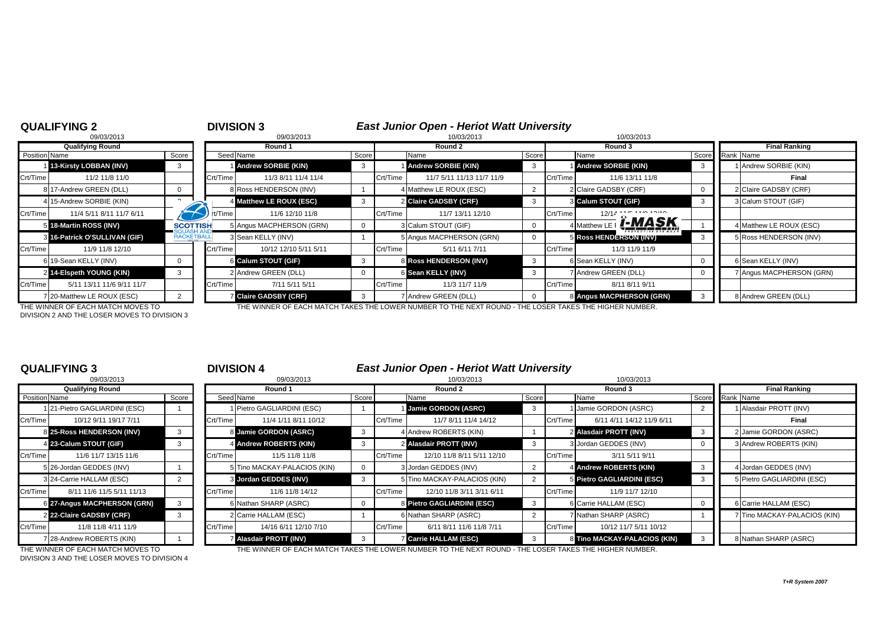## QUALIFYING 2

09/03/2013

| Position | Name | Score |
|---|---|---|
| | **Qualifying Round** | |
| 1 | **13-Kirsty LOBBAN (INV)** | 3 |
| Crt/Time | 11/2 11/8 11/0 | |
| 8 | 17-Andrew GREEN (DLL) | 0 |
| 4 | 15-Andrew SORBIE (KIN) | 2 |
| Crt/Time | 11/4 5/11 8/11 11/7 6/11 | |
| 5 | **18-Martin ROSS (INV)** | |
| 3 | **16-Patrick O'SULLIVAN (GIF)** | |
| Crt/Time | 11/9 11/8 12/10 | |
| 6 | 19-Sean KELLY (INV) | 0 |
| 2 | **14-Elspeth YOUNG (KIN)** | 3 |
| Crt/Time | 5/11 13/11 11/6 9/11 11/7 | |
| 7 | 20-Matthew LE ROUX (ESC) | 2 |

THE WINNER OF EACH MATCH MOVES TO DIVISION 2 AND THE LOSER MOVES TO DIVISION 3

## DIVISION 3

### *East Junior Open - Heriot Watt University*

| Seed | Round 1 (09/03/2013) | Score | | Round 2 (10/03/2013) | Score | | Round 3 (10/03/2013) | Score | Rank | Final Ranking |
|---|---|---|---|---|---|---|---|---|---|---|
| 1 | **Andrew SORBIE (KIN)** | 3 | 1 | **Andrew SORBIE (KIN)** | 3 | 1 | **Andrew SORBIE (KIN)** | 3 | 1 | Andrew SORBIE (KIN) |
| Crt/Time | 11/3 8/11 11/4 11/4 | | Crt/Time | 11/7 5/11 11/13 11/7 11/9 | | Crt/Time | 11/6 13/11 11/8 | | | **Final** |
| 8 | Ross HENDERSON (INV) | 1 | 4 | Matthew LE ROUX (ESC) | 2 | 2 | Claire GADSBY (CRF) | 0 | 2 | Claire GADSBY (CRF) |
| 4 | **Matthew LE ROUX (ESC)** | 3 | 2 | **Claire GADSBY (CRF)** | 3 | 3 | **Calum STOUT (GIF)** | 3 | 3 | Calum STOUT (GIF) |
| Crt/Time | 11/6 12/10 11/8 | | Crt/Time | 11/7 13/11 12/10 | | Crt/Time | 12/14 11/5 11/9 12/10 | | | |
| 5 | Angus MACPHERSON (GRN) | 0 | 3 | Calum STOUT (GIF) | 0 | 4 | Matthew LE ROUX (ESC) | 1 | 4 | Matthew LE ROUX (ESC) |
| 3 | Sean KELLY (INV) | 1 | 5 | Angus MACPHERSON (GRN) | 0 | 5 | **Ross HENDERSON (INV)** | 3 | 5 | Ross HENDERSON (INV) |
| Crt/Time | 10/12 12/10 5/11 5/11 | | Crt/Time | 5/11 6/11 7/11 | | Crt/Time | 11/3 11/9 11/9 | | | |
| 6 | **Calum STOUT (GIF)** | 3 | 8 | **Ross HENDERSON (INV)** | 3 | 6 | Sean KELLY (INV) | 0 | 6 | Sean KELLY (INV) |
| 2 | Andrew GREEN (DLL) | 0 | 6 | **Sean KELLY (INV)** | 3 | 7 | Andrew GREEN (DLL) | 0 | 7 | Angus MACPHERSON (GRN) |
| Crt/Time | 7/11 5/11 5/11 | | Crt/Time | 11/3 11/7 11/9 | | Crt/Time | 8/11 8/11 9/11 | | | |
| 7 | **Claire GADSBY (CRF)** | 3 | 7 | Andrew GREEN (DLL) | 0 | 8 | **Angus MACPHERSON (GRN)** | 3 | 8 | Andrew GREEN (DLL) |

THE WINNER OF EACH MATCH TAKES THE LOWER NUMBER TO THE NEXT ROUND - THE LOSER TAKES THE HIGHER NUMBER.

## QUALIFYING 3

09/03/2013

| Position | Name | Score |
|---|---|---|
| | **Qualifying Round** | |
| 1 | 21-Pietro GAGLIARDINI (ESC) | 1 |
| Crt/Time | 10/12 9/11 19/17 7/11 | |
| 8 | **25-Ross HENDERSON (INV)** | 3 |
| 4 | **23-Calum STOUT (GIF)** | 3 |
| Crt/Time | 11/6 11/7 13/15 11/6 | |
| 5 | 26-Jordan GEDDES (INV) | 1 |
| 3 | 24-Carrie HALLAM (ESC) | 2 |
| Crt/Time | 8/11 11/6 11/5 5/11 11/13 | |
| 6 | **27-Angus MACPHERSON (GRN)** | 3 |
| 2 | **22-Claire GADSBY (CRF)** | 3 |
| Crt/Time | 11/8 11/8 4/11 11/9 | |
| 7 | 28-Andrew ROBERTS (KIN) | 1 |

THE WINNER OF EACH MATCH MOVES TO DIVISION 3 AND THE LOSER MOVES TO DIVISION 4

## DIVISION 4

### *East Junior Open - Heriot Watt University*

| Seed | Round 1 (09/03/2013) | Score | | Round 2 (10/03/2013) | Score | | Round 3 (10/03/2013) | Score | Rank | Final Ranking |
|---|---|---|---|---|---|---|---|---|---|---|
| 1 | Pietro GAGLIARDINI (ESC) | 1 | 1 | **Jamie GORDON (ASRC)** | 3 | 1 | Jamie GORDON (ASRC) | 2 | 1 | Alasdair PROTT (INV) |
| Crt/Time | 11/4 1/11 8/11 10/12 | | Crt/Time | 11/7 8/11 11/4 14/12 | | Crt/Time | 6/11 4/11 14/12 11/9 6/11 | | | **Final** |
| 8 | **Jamie GORDON (ASRC)** | 3 | 4 | Andrew ROBERTS (KIN) | 1 | 2 | **Alasdair PROTT (INV)** | 3 | 2 | Jamie GORDON (ASRC) |
| 4 | **Andrew ROBERTS (KIN)** | 3 | 2 | **Alasdair PROTT (INV)** | 3 | 3 | Jordan GEDDES (INV) | 0 | 3 | Andrew ROBERTS (KIN) |
| Crt/Time | 11/5 11/8 11/8 | | Crt/Time | 12/10 11/8 8/11 5/11 12/10 | | Crt/Time | 3/11 5/11 9/11 | | | |
| 5 | Tino MACKAY-PALACIOS (KIN) | 0 | 3 | Jordan GEDDES (INV) | 2 | 4 | **Andrew ROBERTS (KIN)** | 3 | 4 | Jordan GEDDES (INV) |
| 3 | **Jordan GEDDES (INV)** | 3 | 5 | Tino MACKAY-PALACIOS (KIN) | 2 | 5 | **Pietro GAGLIARDINI (ESC)** | 3 | 5 | Pietro GAGLIARDINI (ESC) |
| Crt/Time | 11/6 11/8 14/12 | | Crt/Time | 12/10 11/8 3/11 3/11 6/11 | | Crt/Time | 11/9 11/7 12/10 | | | |
| 6 | Nathan SHARP (ASRC) | 0 | 8 | **Pietro GAGLIARDINI (ESC)** | 3 | 6 | Carrie HALLAM (ESC) | 0 | 6 | Carrie HALLAM (ESC) |
| 2 | Carrie HALLAM (ESC) | 1 | 6 | Nathan SHARP (ASRC) | 2 | 7 | Nathan SHARP (ASRC) | 1 | 7 | Tino MACKAY-PALACIOS (KIN) |
| Crt/Time | 14/16 6/11 12/10 7/10 | | Crt/Time | 6/11 8/11 11/6 11/8 7/11 | | Crt/Time | 10/12 11/7 5/11 10/12 | | | |
| 7 | **Alasdair PROTT (INV)** | 3 | 7 | **Carrie HALLAM (ESC)** | 3 | 8 | **Tino MACKAY-PALACIOS (KIN)** | 3 | 8 | Nathan SHARP (ASRC) |

THE WINNER OF EACH MATCH TAKES THE LOWER NUMBER TO THE NEXT ROUND - THE LOSER TAKES THE HIGHER NUMBER.

*T+R System 2007*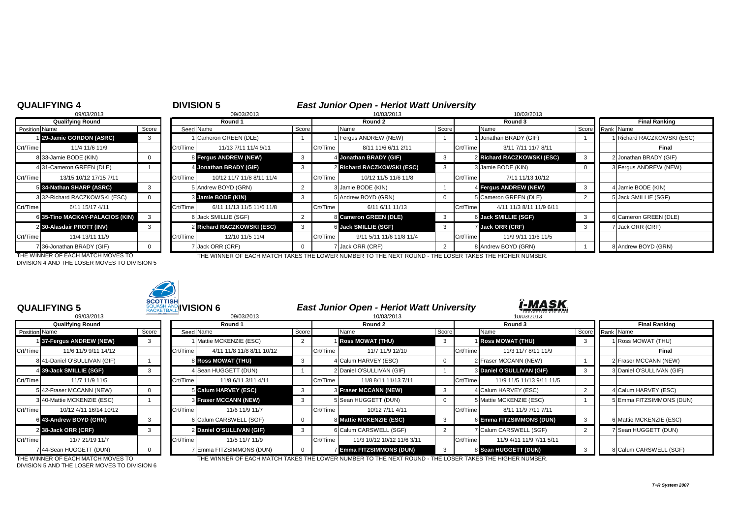## QUALIFYING 4

09/03/2013

| Position | Name | Score |
|---|---|---|
| | **Qualifying Round** | |
| 1 | **29-Jamie GORDON (ASRC)** | 3 |
| Crt/Time | 11/4 11/6 11/9 | |
| 8 | 33-Jamie BODE (KIN) | 0 |
| 4 | 31-Cameron GREEN (DLE) | 1 |
| Crt/Time | 13/15 10/12 17/15 7/11 | |
| 5 | **34-Nathan SHARP (ASRC)** | 3 |
| 3 | 32-Richard RACZKOWSKI (ESC) | 0 |
| Crt/Time | 6/11 15/17 4/11 | |
| 6 | **35-Tino MACKAY-PALACIOS (KIN)** | 3 |
| 2 | **30-Alasdair PROTT (INV)** | 3 |
| Crt/Time | 11/4 13/11 11/9 | |
| 7 | 36-Jonathan BRADY (GIF) | 0 |

THE WINNER OF EACH MATCH MOVES TO DIVISION 4 AND THE LOSER MOVES TO DIVISION 5

## DIVISION 5

### East Junior Open - Heriot Watt University

| Seed | Round 1 (09/03/2013) | Score | | Round 2 (10/03/2013) | Score | | Round 3 (10/03/2013) | Score | Rank | Final Ranking |
|---|---|---|---|---|---|---|---|---|---|---|
| 1 | Cameron GREEN (DLE) | 1 | 1 | Fergus ANDREW (NEW) | 1 | 1 | Jonathan BRADY (GIF) | 1 | 1 | Richard RACZKOWSKI (ESC) |
| Crt/Time | 11/13 7/11 11/4 9/11 | | Crt/Time | 8/11 11/6 6/11 2/11 | | Crt/Time | 3/11 7/11 11/7 8/11 | | | **Final** |
| 8 | **Fergus ANDREW (NEW)** | 3 | 4 | **Jonathan BRADY (GIF)** | 3 | 2 | **Richard RACZKOWSKI (ESC)** | 3 | 2 | Jonathan BRADY (GIF) |
| 4 | **Jonathan BRADY (GIF)** | 3 | 2 | **Richard RACZKOWSKI (ESC)** | 3 | 3 | Jamie BODE (KIN) | 0 | 3 | Fergus ANDREW (NEW) |
| Crt/Time | 10/12 11/7 11/8 8/11 11/4 | | Crt/Time | 10/12 11/5 11/6 11/8 | | Crt/Time | 7/11 11/13 10/12 | | | |
| 5 | Andrew BOYD (GRN) | 2 | 3 | Jamie BODE (KIN) | 1 | 4 | **Fergus ANDREW (NEW)** | 3 | 4 | Jamie BODE (KIN) |
| 3 | **Jamie BODE (KIN)** | 3 | 5 | Andrew BOYD (GRN) | 0 | 5 | Cameron GREEN (DLE) | 2 | 5 | Jack SMILLIE (SGF) |
| Crt/Time | 6/11 11/13 11/5 11/6 11/8 | | Crt/Time | 6/11 6/11 11/13 | | Crt/Time | 4/11 11/3 8/11 11/9 6/11 | | | |
| 6 | Jack SMILLIE (SGF) | 2 | 8 | **Cameron GREEN (DLE)** | 3 | 6 | **Jack SMILLIE (SGF)** | 3 | 6 | Cameron GREEN (DLE) |
| 2 | **Richard RACZKOWSKI (ESC)** | 3 | 6 | **Jack SMILLIE (SGF)** | 3 | 7 | **Jack ORR (CRF)** | 3 | 7 | Jack ORR (CRF) |
| Crt/Time | 12/10 11/5 11/4 | | Crt/Time | 9/11 5/11 11/6 11/8 11/4 | | Crt/Time | 11/9 9/11 11/6 11/5 | | | |
| 7 | Jack ORR (CRF) | 0 | 7 | Jack ORR (CRF) | 2 | 8 | Andrew BOYD (GRN) | 1 | 8 | Andrew BOYD (GRN) |

THE WINNER OF EACH MATCH TAKES THE LOWER NUMBER TO THE NEXT ROUND - THE LOSER TAKES THE HIGHER NUMBER.

## QUALIFYING 5

09/03/2013

| Position | Name | Score |
|---|---|---|
| | **Qualifying Round** | |
| 1 | **37-Fergus ANDREW (NEW)** | 3 |
| Crt/Time | 11/6 11/9 9/11 14/12 | |
| 8 | 41-Daniel O'SULLIVAN (GIF) | 1 |
| 4 | **39-Jack SMILLIE (SGF)** | 3 |
| Crt/Time | 11/7 11/9 11/5 | |
| 5 | 42-Fraser MCCANN (NEW) | 0 |
| 3 | 40-Mattie MCKENZIE (ESC) | 1 |
| Crt/Time | 10/12 4/11 16/14 10/12 | |
| 6 | **43-Andrew BOYD (GRN)** | 3 |
| 2 | **38-Jack ORR (CRF)** | 3 |
| Crt/Time | 11/7 21/19 11/7 | |
| 7 | 44-Sean HUGGETT (DUN) | 0 |

THE WINNER OF EACH MATCH MOVES TO DIVISION 5 AND THE LOSER MOVES TO DIVISION 6

## DIVISION 6

### East Junior Open - Heriot Watt University

| Seed | Round 1 (09/03/2013) | Score | | Round 2 (10/03/2013) | Score | | Round 3 (10/03/2013) | Score | Rank | Final Ranking |
|---|---|---|---|---|---|---|---|---|---|---|
| 1 | Mattie MCKENZIE (ESC) | 2 | 1 | **Ross MOWAT (THU)** | 3 | 1 | **Ross MOWAT (THU)** | 3 | 1 | Ross MOWAT (THU) |
| Crt/Time | 4/11 11/8 11/8 8/11 10/12 | | Crt/Time | 11/7 11/9 12/10 | | Crt/Time | 11/3 11/7 8/11 11/9 | | | **Final** |
| 8 | **Ross MOWAT (THU)** | 3 | 4 | Calum HARVEY (ESC) | 0 | 2 | Fraser MCCANN (NEW) | 1 | 2 | Fraser MCCANN (NEW) |
| 4 | Sean HUGGETT (DUN) | 1 | 2 | Daniel O'SULLIVAN (GIF) | 1 | 3 | **Daniel O'SULLIVAN (GIF)** | 3 | 3 | Daniel O'SULLIVAN (GIF) |
| Crt/Time | 11/8 6/11 3/11 4/11 | | Crt/Time | 11/8 8/11 11/13 7/11 | | Crt/Time | 11/9 11/5 11/13 9/11 11/5 | | | |
| 5 | **Calum HARVEY (ESC)** | 3 | 3 | **Fraser MCCANN (NEW)** | 3 | 4 | Calum HARVEY (ESC) | 2 | 4 | Calum HARVEY (ESC) |
| 3 | **Fraser MCCANN (NEW)** | 3 | 5 | Sean HUGGETT (DUN) | 0 | 5 | Mattie MCKENZIE (ESC) | 1 | 5 | Emma FITZSIMMONS (DUN) |
| Crt/Time | 11/6 11/9 11/7 | | Crt/Time | 10/12 7/11 4/11 | | Crt/Time | 8/11 11/9 7/11 7/11 | | | |
| 6 | Calum CARSWELL (SGF) | 0 | 8 | **Mattie MCKENZIE (ESC)** | 3 | 6 | **Emma FITZSIMMONS (DUN)** | 3 | 6 | Mattie MCKENZIE (ESC) |
| 2 | **Daniel O'SULLIVAN (GIF)** | 3 | 6 | Calum CARSWELL (SGF) | 2 | 7 | Calum CARSWELL (SGF) | 2 | 7 | Sean HUGGETT (DUN) |
| Crt/Time | 11/5 11/7 11/9 | | Crt/Time | 11/3 10/12 10/12 11/6 3/11 | | Crt/Time | 11/9 4/11 11/9 7/11 5/11 | | | |
| 7 | Emma FITZSIMMONS (DUN) | 0 | 7 | **Emma FITZSIMMONS (DUN)** | 3 | 8 | **Sean HUGGETT (DUN)** | 3 | 8 | Calum CARSWELL (SGF) |

THE WINNER OF EACH MATCH TAKES THE LOWER NUMBER TO THE NEXT ROUND - THE LOSER TAKES THE HIGHER NUMBER.

*T+R System 2007*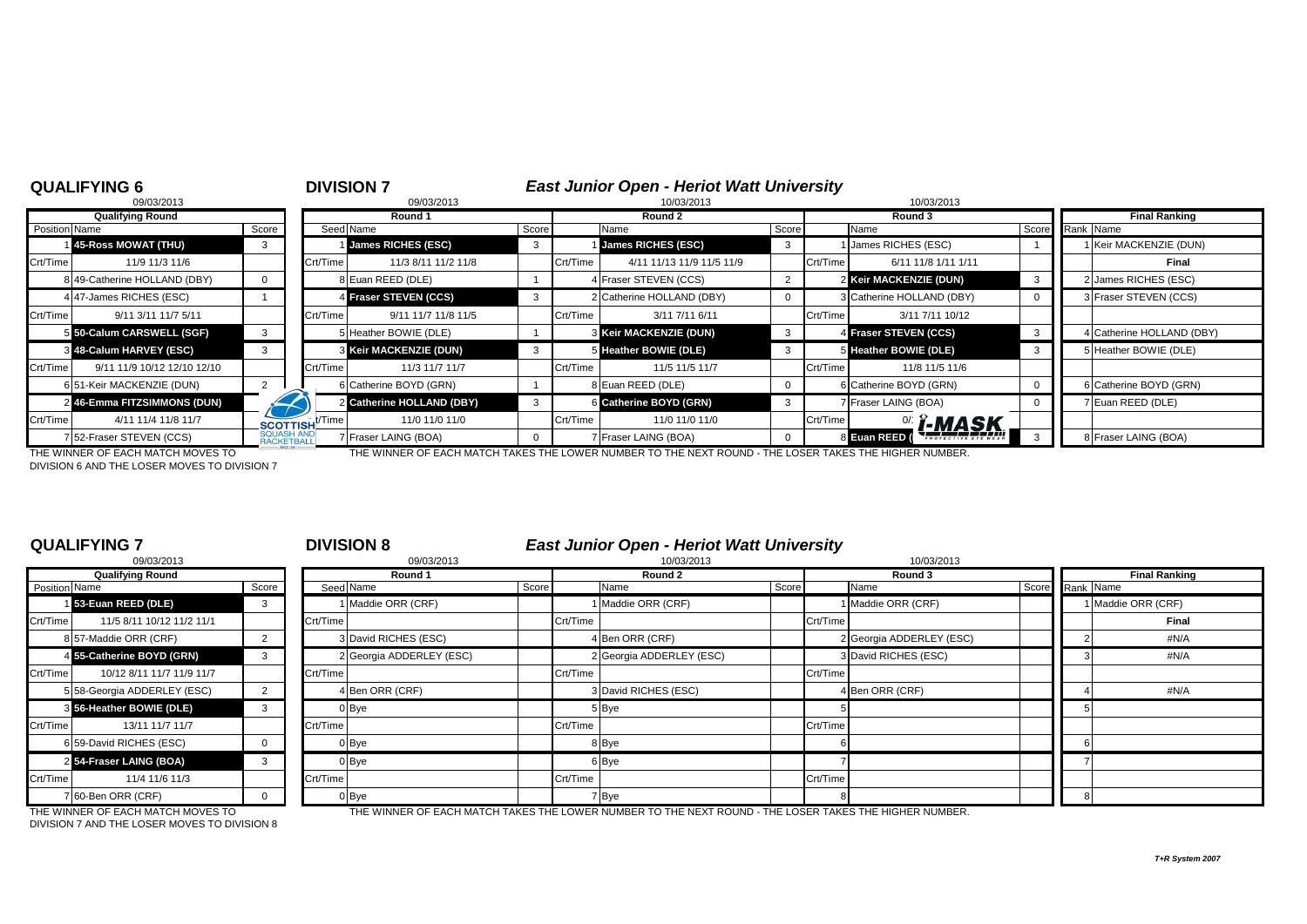## QUALIFYING 6

09/03/2013

| Qualifying Round | | |
|---|---|---|
| Position | Name | Score |
| 1 | **45-Ross MOWAT (THU)** | 3 |
| Crt/Time | 11/9 11/3 11/6 | |
| 8 | 49-Catherine HOLLAND (DBY) | 0 |
| 4 | 47-James RICHES (ESC) | 1 |
| Crt/Time | 9/11 3/11 11/7 5/11 | |
| 5 | **50-Calum CARSWELL (SGF)** | 3 |
| 3 | **48-Calum HARVEY (ESC)** | 3 |
| Crt/Time | 9/11 11/9 10/12 12/10 12/10 | |
| 6 | 51-Keir MACKENZIE (DUN) | 2 |
| 2 | **46-Emma FITZSIMMONS (DUN)** | |
| Crt/Time | 4/11 11/4 11/8 11/7 | |
| 7 | 52-Fraser STEVEN (CCS) | |

THE WINNER OF EACH MATCH MOVES TO DIVISION 6 AND THE LOSER MOVES TO DIVISION 7

## DIVISION 7

### East Junior Open - Heriot Watt University

| Round 1 (09/03/2013) | | | Round 2 (10/03/2013) | | | Round 3 (10/03/2013) | | |
|---|---|---|---|---|---|---|---|---|
| Seed | Name | Score | | Name | Score | | Name | Score |
| 1 | **James RICHES (ESC)** | 3 | 1 | **James RICHES (ESC)** | 3 | 1 | James RICHES (ESC) | 1 |
| Crt/Time | 11/3 8/11 11/2 11/8 | | Crt/Time | 4/11 11/13 11/9 11/5 11/9 | | Crt/Time | 6/11 11/8 1/11 1/11 | |
| 8 | Euan REED (DLE) | 1 | 4 | Fraser STEVEN (CCS) | 2 | 2 | **Keir MACKENZIE (DUN)** | 3 |
| 4 | **Fraser STEVEN (CCS)** | 3 | 2 | Catherine HOLLAND (DBY) | 0 | 3 | Catherine HOLLAND (DBY) | 0 |
| Crt/Time | 9/11 11/7 11/8 11/5 | | Crt/Time | 3/11 7/11 6/11 | | Crt/Time | 3/11 7/11 10/12 | |
| 5 | Heather BOWIE (DLE) | 1 | 3 | **Keir MACKENZIE (DUN)** | 3 | 4 | **Fraser STEVEN (CCS)** | 3 |
| 3 | **Keir MACKENZIE (DUN)** | 3 | 5 | **Heather BOWIE (DLE)** | 3 | 5 | **Heather BOWIE (DLE)** | 3 |
| Crt/Time | 11/3 11/7 11/7 | | Crt/Time | 11/5 11/5 11/7 | | Crt/Time | 11/8 11/5 11/6 | |
| 6 | Catherine BOYD (GRN) | 1 | 8 | Euan REED (DLE) | 0 | 6 | Catherine BOYD (GRN) | 0 |
| 2 | **Catherine HOLLAND (DBY)** | 3 | 6 | **Catherine BOYD (GRN)** | 3 | 7 | Fraser LAING (BOA) | 0 |
| Crt/Time | 11/0 11/0 11/0 | | Crt/Time | 11/0 11/0 11/0 | | Crt/Time | 0/... | |
| 7 | Fraser LAING (BOA) | 0 | 7 | Fraser LAING (BOA) | 0 | 8 | **Euan REED (...** | 3 |

THE WINNER OF EACH MATCH TAKES THE LOWER NUMBER TO THE NEXT ROUND - THE LOSER TAKES THE HIGHER NUMBER.

| Final Ranking | |
|---|---|
| Rank | Name |
| 1 | Keir MACKENZIE (DUN) |
| | **Final** |
| 2 | James RICHES (ESC) |
| 3 | Fraser STEVEN (CCS) |
| | |
| 4 | Catherine HOLLAND (DBY) |
| 5 | Heather BOWIE (DLE) |
| | |
| 6 | Catherine BOYD (GRN) |
| 7 | Euan REED (DLE) |
| | |
| 8 | Fraser LAING (BOA) |

## QUALIFYING 7

09/03/2013

| Qualifying Round | | |
|---|---|---|
| Position | Name | Score |
| 1 | **53-Euan REED (DLE)** | 3 |
| Crt/Time | 11/5 8/11 10/12 11/2 11/1 | |
| 8 | 57-Maddie ORR (CRF) | 2 |
| 4 | **55-Catherine BOYD (GRN)** | 3 |
| Crt/Time | 10/12 8/11 11/7 11/9 11/7 | |
| 5 | 58-Georgia ADDERLEY (ESC) | 2 |
| 3 | **56-Heather BOWIE (DLE)** | 3 |
| Crt/Time | 13/11 11/7 11/7 | |
| 6 | 59-David RICHES (ESC) | 0 |
| 2 | **54-Fraser LAING (BOA)** | 3 |
| Crt/Time | 11/4 11/6 11/3 | |
| 7 | 60-Ben ORR (CRF) | 0 |

THE WINNER OF EACH MATCH MOVES TO DIVISION 7 AND THE LOSER MOVES TO DIVISION 8

## DIVISION 8

### East Junior Open - Heriot Watt University

| Round 1 (09/03/2013) | | | Round 2 (10/03/2013) | | | Round 3 (10/03/2013) | | |
|---|---|---|---|---|---|---|---|---|
| Seed | Name | Score | | Name | Score | | Name | Score |
| 1 | Maddie ORR (CRF) | | 1 | Maddie ORR (CRF) | | 1 | Maddie ORR (CRF) | |
| Crt/Time | | | Crt/Time | | | Crt/Time | | |
| 3 | David RICHES (ESC) | | 4 | Ben ORR (CRF) | | 2 | Georgia ADDERLEY (ESC) | |
| 2 | Georgia ADDERLEY (ESC) | | 2 | Georgia ADDERLEY (ESC) | | 3 | David RICHES (ESC) | |
| Crt/Time | | | Crt/Time | | | Crt/Time | | |
| 4 | Ben ORR (CRF) | | 3 | David RICHES (ESC) | | 4 | Ben ORR (CRF) | |
| 0 | Bye | | 5 | Bye | | 5 | | |
| Crt/Time | | | Crt/Time | | | Crt/Time | | |
| 0 | Bye | | 8 | Bye | | 6 | | |
| 0 | Bye | | 6 | Bye | | 7 | | |
| Crt/Time | | | Crt/Time | | | Crt/Time | | |
| 0 | Bye | | 7 | Bye | | 8 | | |

THE WINNER OF EACH MATCH TAKES THE LOWER NUMBER TO THE NEXT ROUND - THE LOSER TAKES THE HIGHER NUMBER.

| Final Ranking | |
|---|---|
| Rank | Name |
| 1 | Maddie ORR (CRF) |
| | **Final** |
| 2 | #N/A |
| 3 | #N/A |
| | |
| 4 | #N/A |
| 5 | |
| | |
| 6 | |
| 7 | |
| | |
| 8 | |

*T+R System 2007*